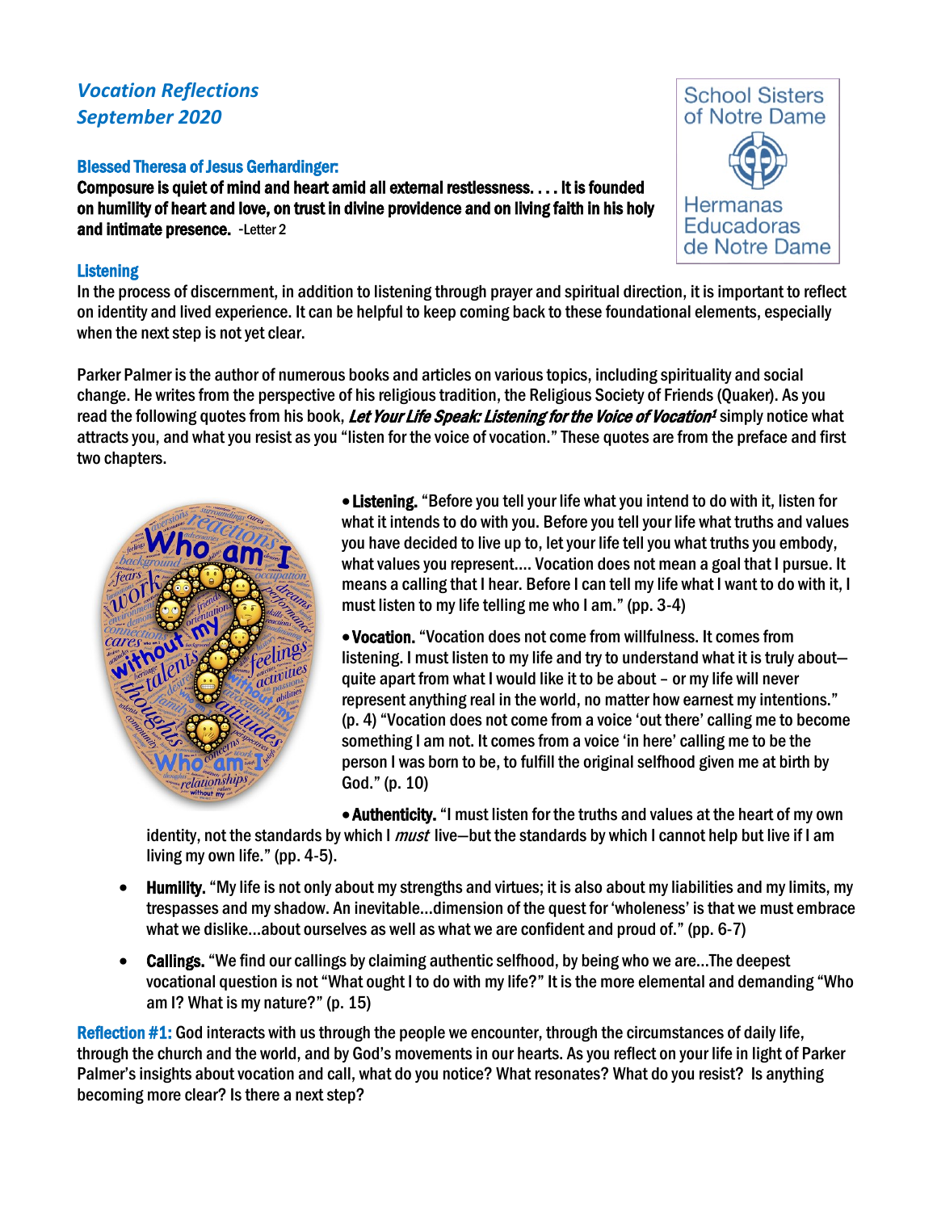*Vocation Reflections*
*September 2020*

School Sisters of Notre Dame
Hermanas Educadoras de Notre Dame

**Blessed Theresa of Jesus Gerhardinger:**
**Composure is quiet of mind and heart amid all external restlessness. . . . It is founded on humility of heart and love, on trust in divine providence and on living faith in his holy and intimate presence.** -Letter 2

**Listening**
In the process of discernment, in addition to listening through prayer and spiritual direction, it is important to reflect on identity and lived experience. It can be helpful to keep coming back to these foundational elements, especially when the next step is not yet clear.

Parker Palmer is the author of numerous books and articles on various topics, including spirituality and social change. He writes from the perspective of his religious tradition, the Religious Society of Friends (Quaker). As you read the following quotes from his book, ***Let Your Life Speak: Listening for the Voice of Vocation***[1] simply notice what attracts you, and what you resist as you "listen for the voice of vocation." These quotes are from the preface and first two chapters.

- **Listening.** "Before you tell your life what you intend to do with it, listen for what it intends to do with you. Before you tell your life what truths and values you have decided to live up to, let your life tell you what truths you embody, what values you represent.... Vocation does not mean a goal that I pursue. It means a calling that I hear. Before I can tell my life what I want to do with it, I must listen to my life telling me who I am." (pp. 3-4)
- **Vocation.** "Vocation does not come from willfulness. It comes from listening. I must listen to my life and try to understand what it is truly about—quite apart from what I would like it to be about – or my life will never represent anything real in the world, no matter how earnest my intentions." (p. 4) "Vocation does not come from a voice 'out there' calling me to become something I am not. It comes from a voice 'in here' calling me to be the person I was born to be, to fulfill the original selfhood given me at birth by God." (p. 10)
- **Authenticity.** "I must listen for the truths and values at the heart of my own identity, not the standards by which I *must* live—but the standards by which I cannot help but live if I am living my own life." (pp. 4-5).
- **Humility.** "My life is not only about my strengths and virtues; it is also about my liabilities and my limits, my trespasses and my shadow. An inevitable...dimension of the quest for 'wholeness' is that we must embrace what we dislike...about ourselves as well as what we are confident and proud of." (pp. 6-7)
- **Callings.** "We find our callings by claiming authentic selfhood, by being who we are...The deepest vocational question is not "What ought I to do with my life?" It is the more elemental and demanding "Who am I? What is my nature?" (p. 15)

**Reflection #1:** God interacts with us through the people we encounter, through the circumstances of daily life, through the church and the world, and by God's movements in our hearts. As you reflect on your life in light of Parker Palmer's insights about vocation and call, what do you notice? What resonates? What do you resist? Is anything becoming more clear? Is there a next step?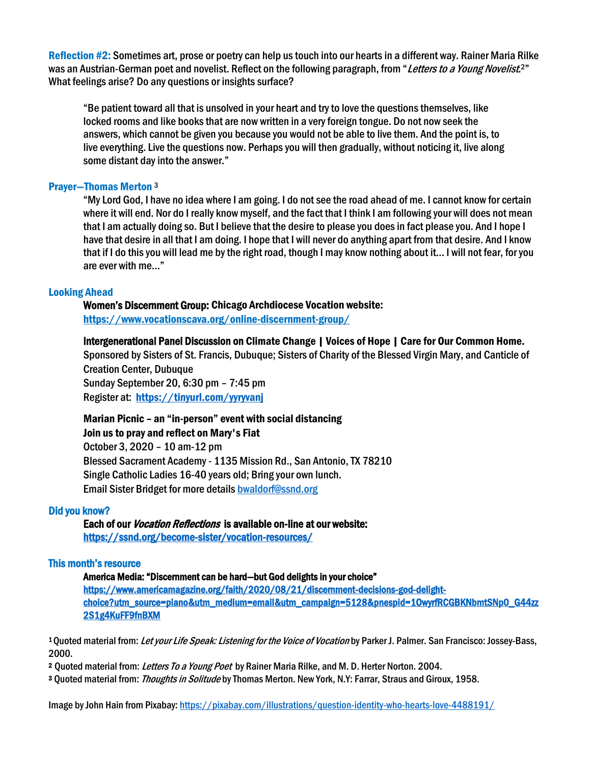**Reflection #2:** Sometimes art, prose or poetry can help us touch into our hearts in a different way. Rainer Maria Rilke was an Austrian-German poet and novelist. Reflect on the following paragraph, from "*Letters to a Young Novelist.*[2]" What feelings arise? Do any questions or insights surface?

> "Be patient toward all that is unsolved in your heart and try to love the questions themselves, like locked rooms and like books that are now written in a very foreign tongue. Do not now seek the answers, which cannot be given you because you would not be able to live them. And the point is, to live everything. Live the questions now. Perhaps you will then gradually, without noticing it, live along some distant day into the answer."

**Prayer—Thomas Merton [3]**

> "My Lord God, I have no idea where I am going. I do not see the road ahead of me. I cannot know for certain where it will end. Nor do I really know myself, and the fact that I think I am following your will does not mean that I am actually doing so. But I believe that the desire to please you does in fact please you. And I hope I have that desire in all that I am doing. I hope that I will never do anything apart from that desire. And I know that if I do this you will lead me by the right road, though I may know nothing about it… I will not fear, for you are ever with me…"

**Looking Ahead**

**Women's Discernment Group: Chicago Archdiocese Vocation website:**
https://www.vocationscava.org/online-discernment-group/

**Intergenerational Panel Discussion on Climate Change | Voices of Hope | Care for Our Common Home.**
Sponsored by Sisters of St. Francis, Dubuque; Sisters of Charity of the Blessed Virgin Mary, and Canticle of Creation Center, Dubuque
Sunday September 20, 6:30 pm – 7:45 pm
Register at: https://tinyurl.com/yyryvanj

**Marian Picnic – an "in-person" event with social distancing**
**Join us to pray and reflect on Mary's Fiat**
October 3, 2020 – 10 am-12 pm
Blessed Sacrament Academy - 1135 Mission Rd., San Antonio, TX 78210
Single Catholic Ladies 16-40 years old; Bring your own lunch.
Email Sister Bridget for more details bwaldorf@ssnd.org

**Did you know?**

**Each of our *Vocation Reflections* is available on-line at our website:**
https://ssnd.org/become-sister/vocation-resources/

**This month's resource**

**America Media: "Discernment can be hard—but God delights in your choice"**
https://www.americamagazine.org/faith/2020/08/21/discernment-decisions-god-delight-choice?utm_source=piano&utm_medium=email&utm_campaign=5128&pnespid=1OwyrfRCGBKNbmtSNp0_G44zz2S1g4KuFF9fnBXM

[1] Quoted material from: *Let your Life Speak: Listening for the Voice of Vocation* by Parker J. Palmer. San Francisco: Jossey-Bass, 2000.

[2] Quoted material from: *Letters To a Young Poet* by Rainer Maria Rilke, and M. D. Herter Norton. 2004.

[3] Quoted material from: *Thoughts in Solitude* by Thomas Merton. New York, N.Y: Farrar, Straus and Giroux, 1958.

Image by John Hain from Pixabay: https://pixabay.com/illustrations/question-identity-who-hearts-love-4488191/